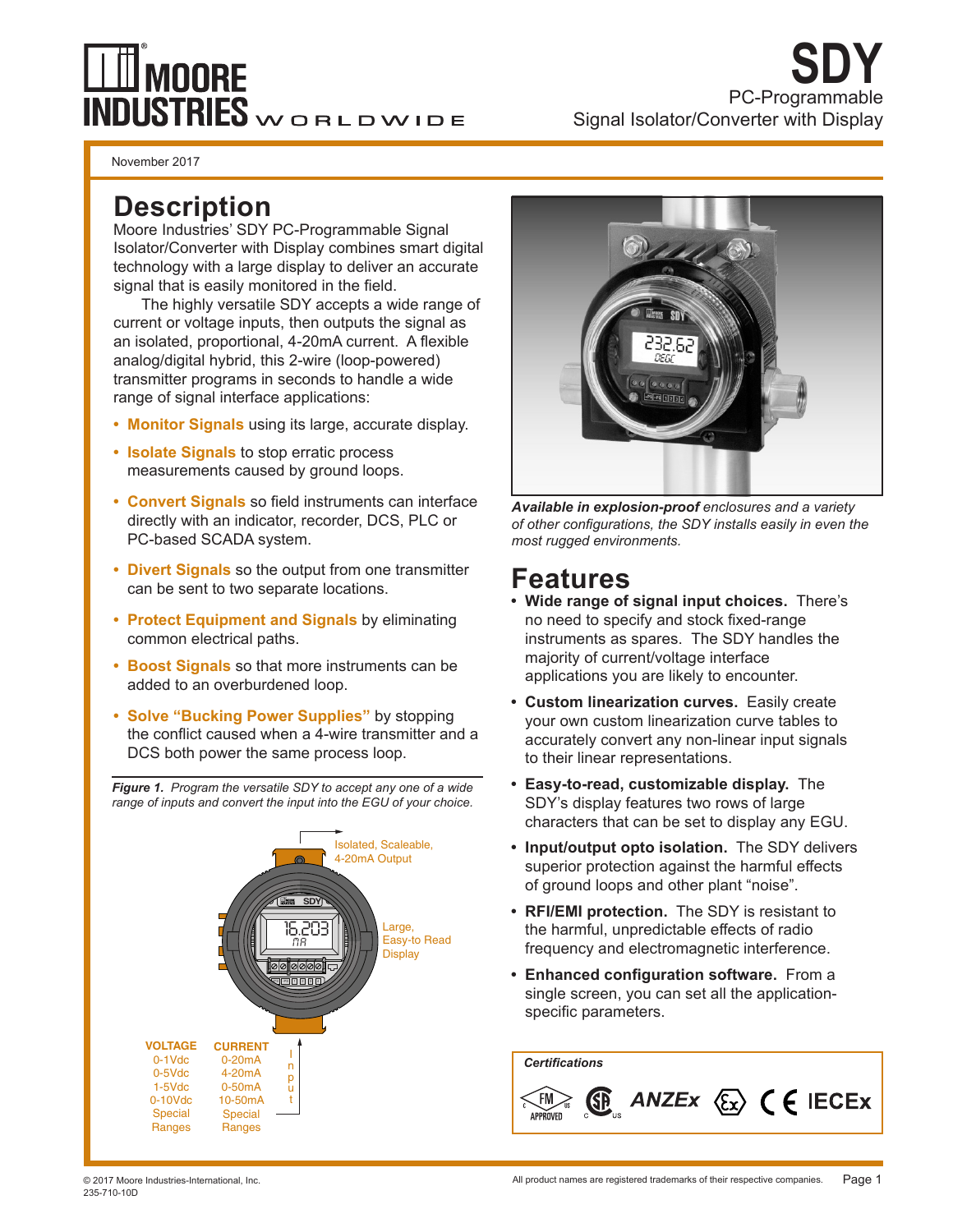# SDY

PC-Programmable
Signal Isolator/Converter with Display

November 2017

## Description

Moore Industries' SDY PC-Programmable Signal Isolator/Converter with Display combines smart digital technology with a large display to deliver an accurate signal that is easily monitored in the field.

The highly versatile SDY accepts a wide range of current or voltage inputs, then outputs the signal as an isolated, proportional, 4-20mA current. A flexible analog/digital hybrid, this 2-wire (loop-powered) transmitter programs in seconds to handle a wide range of signal interface applications:

- **Monitor Signals** using its large, accurate display.
- **Isolate Signals** to stop erratic process measurements caused by ground loops.
- **Convert Signals** so field instruments can interface directly with an indicator, recorder, DCS, PLC or PC-based SCADA system.
- **Divert Signals** so the output from one transmitter can be sent to two separate locations.
- **Protect Equipment and Signals** by eliminating common electrical paths.
- **Boost Signals** so that more instruments can be added to an overburdened loop.
- **Solve "Bucking Power Supplies"** by stopping the conflict caused when a 4-wire transmitter and a DCS both power the same process loop.

***Figure 1.*** *Program the versatile SDY to accept any one of a wide range of inputs and convert the input into the EGU of your choice.*

Isolated, Scaleable, 4-20mA Output

Large, Easy-to Read Display

Input

| VOLTAGE | CURRENT |
|---|---|
| 0-1Vdc | 0-20mA |
| 0-5Vdc | 4-20mA |
| 1-5Vdc | 0-50mA |
| 0-10Vdc | 10-50mA |
| Special Ranges | Special Ranges |

***Available in explosion-proof*** *enclosures and a variety of other configurations, the SDY installs easily in even the most rugged environments.*

## Features

- **Wide range of signal input choices.** There's no need to specify and stock fixed-range instruments as spares. The SDY handles the majority of current/voltage interface applications you are likely to encounter.
- **Custom linearization curves.** Easily create your own custom linearization curve tables to accurately convert any non-linear input signals to their linear representations.
- **Easy-to-read, customizable display.** The SDY's display features two rows of large characters that can be set to display any EGU.
- **Input/output opto isolation.** The SDY delivers superior protection against the harmful effects of ground loops and other plant "noise".
- **RFI/EMI protection.** The SDY is resistant to the harmful, unpredictable effects of radio frequency and electromagnetic interference.
- **Enhanced configuration software.** From a single screen, you can set all the application-specific parameters.

***Certifications***

FM APPROVED, CSA, ANZEx, Ex, CE, IECEx

© 2017 Moore Industries-International, Inc.
235-710-10D

All product names are registered trademarks of their respective companies.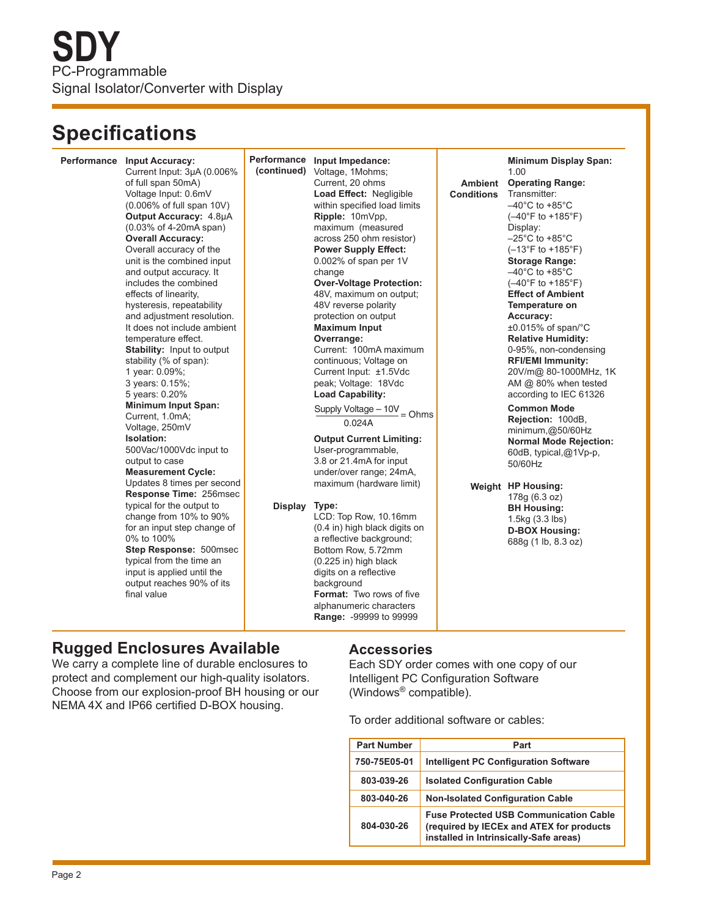# SDY

PC-Programmable
Signal Isolator/Converter with Display

## Specifications

### Performance

**Input Accuracy:**
Current Input: 3μA (0.006% of full span 50mA)
Voltage Input: 0.6mV (0.006% of full span 10V)

**Output Accuracy:** 4.8μA (0.03% of 4-20mA span)

**Overall Accuracy:**
Overall accuracy of the unit is the combined input and output accuracy. It includes the combined effects of linearity, hysteresis, repeatability and adjustment resolution. It does not include ambient temperature effect.

**Stability:** Input to output stability (% of span):
1 year: 0.09%;
3 years: 0.15%;
5 years: 0.20%

**Minimum Input Span:**
Current, 1.0mA;
Voltage, 250mV

**Isolation:**
500Vac/1000Vdc input to output to case

**Measurement Cycle:**
Updates 8 times per second

**Response Time:** 256msec typical for the output to change from 10% to 90% for an input step change of 0% to 100%

**Step Response:** 500msec typical from the time an input is applied until the output reaches 90% of its final value

### Performance (continued)

**Input Impedance:**
Voltage, 1Mohms;
Current, 20 ohms

**Load Effect:** Negligible within specified load limits

**Ripple:** 10mVpp, maximum (measured across 250 ohm resistor)

**Power Supply Effect:**
0.002% of span per 1V change

**Over-Voltage Protection:**
48V, maximum on output; 48V reverse polarity protection on output

**Maximum Input Overrange:**
Current: 100mA maximum continuous; Voltage on Current Input: ±1.5Vdc peak; Voltage: 18Vdc

**Load Capability:**

$$\frac{\text{Supply Voltage} - 10\text{V}}{0.024\text{A}} = \text{Ohms}$$

**Output Current Limiting:**
User-programmable, 3.8 or 21.4mA for input under/over range; 24mA, maximum (hardware limit)

### Display

**Type:**
LCD: Top Row, 10.16mm (0.4 in) high black digits on a reflective background; Bottom Row, 5.72mm (0.225 in) high black digits on a reflective background

**Format:** Two rows of five alphanumeric characters

**Range:** -99999 to 99999

**Minimum Display Span:**
1.00

### Ambient Conditions

**Operating Range:**
Transmitter:
–40°C to +85°C
(–40°F to +185°F)
Display:
–25°C to +85°C
(–13°F to +185°F)

**Storage Range:**
–40°C to +85°C
(–40°F to +185°F)

**Effect of Ambient Temperature on Accuracy:**
±0.015% of span/°C

**Relative Humidity:**
0-95%, non-condensing

**RFI/EMI Immunity:**
20V/m@ 80-1000MHz, 1K AM @ 80% when tested according to IEC 61326

**Common Mode Rejection:** 100dB, minimum,@50/60Hz

**Normal Mode Rejection:**
60dB, typical,@1Vp-p, 50/60Hz

### Weight

**HP Housing:**
178g (6.3 oz)

**BH Housing:**
1.5kg (3.3 lbs)

**D-BOX Housing:**
688g (1 lb, 8.3 oz)

## Rugged Enclosures Available

We carry a complete line of durable enclosures to protect and complement our high-quality isolators. Choose from our explosion-proof BH housing or our NEMA 4X and IP66 certified D-BOX housing.

## Accessories

Each SDY order comes with one copy of our Intelligent PC Configuration Software (Windows® compatible).

To order additional software or cables:

| Part Number | Part |
|---|---|
| 750-75E05-01 | Intelligent PC Configuration Software |
| 803-039-26 | Isolated Configuration Cable |
| 803-040-26 | Non-Isolated Configuration Cable |
| 804-030-26 | Fuse Protected USB Communication Cable (required by IECEx and ATEX for products installed in Intrinsically-Safe areas) |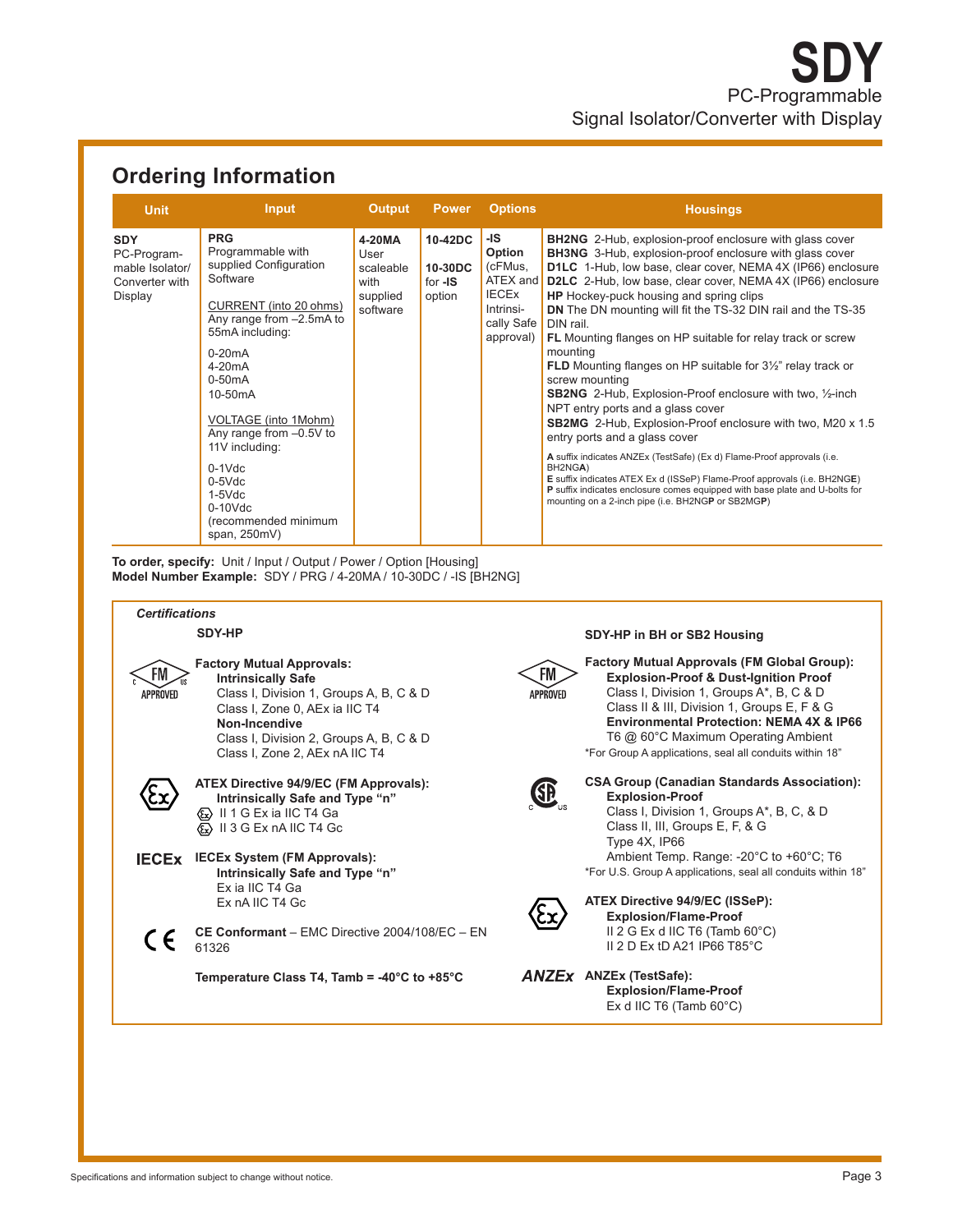## Ordering Information

| Unit | Input | Output | Power | Options | Housings |
|---|---|---|---|---|---|
| **SDY** PC-Programmable Isolator/ Converter with Display | **PRG** Programmable with supplied Configuration Software<br><br>CURRENT (into 20 ohms) Any range from –2.5mA to 55mA including:<br><br>0-20mA<br>4-20mA<br>0-50mA<br>10-50mA<br><br>VOLTAGE (into 1Mohm) Any range from –0.5V to 11V including:<br><br>0-1Vdc<br>0-5Vdc<br>1-5Vdc<br>0-10Vdc<br>(recommended minimum span, 250mV) | **4-20MA** User scaleable with supplied software | **10-42DC**<br><br>**10-30DC** for **-IS** option | **-IS Option** (cFMus, ATEX and IECEx Intrinsically Safe approval) | **BH2NG** 2-Hub, explosion-proof enclosure with glass cover<br>**BH3NG** 3-Hub, explosion-proof enclosure with glass cover<br>**D1LC** 1-Hub, low base, clear cover, NEMA 4X (IP66) enclosure<br>**D2LC** 2-Hub, low base, clear cover, NEMA 4X (IP66) enclosure<br>**HP** Hockey-puck housing and spring clips<br>**DN** The DN mounting will fit the TS-32 DIN rail and the TS-35 DIN rail.<br>**FL** Mounting flanges on HP suitable for relay track or screw mounting<br>**FLD** Mounting flanges on HP suitable for 3½" relay track or screw mounting<br>**SB2NG** 2-Hub, Explosion-Proof enclosure with two, ½-inch NPT entry ports and a glass cover<br>**SB2MG** 2-Hub, Explosion-Proof enclosure with two, M20 x 1.5 entry ports and a glass cover<br><br>**A** suffix indicates ANZEx (TestSafe) (Ex d) Flame-Proof approvals (i.e. BH2NG**A**)<br>**E** suffix indicates ATEX Ex d (ISSeP) Flame-Proof approvals (i.e. BH2NG**E**)<br>**P** suffix indicates enclosure comes equipped with base plate and U-bolts for mounting on a 2-inch pipe (i.e. BH2NG**P** or SB2MG**P**) |

**To order, specify:** Unit / Input / Output / Power / Option [Housing]
**Model Number Example:** SDY / PRG / 4-20MA / 10-30DC / -IS [BH2NG]

### *Certifications*

**SDY-HP**

**Factory Mutual Approvals:**
**Intrinsically Safe**
Class I, Division 1, Groups A, B, C & D
Class I, Zone 0, AEx ia IIC T4
**Non-Incendive**
Class I, Division 2, Groups A, B, C & D
Class I, Zone 2, AEx nA IIC T4

**ATEX Directive 94/9/EC (FM Approvals):**
**Intrinsically Safe and Type "n"**
II 1 G Ex ia IIC T4 Ga
II 3 G Ex nA IIC T4 Gc

**IECEx System (FM Approvals):**
**Intrinsically Safe and Type "n"**
Ex ia IIC T4 Ga
Ex nA IIC T4 Gc

**CE Conformant** – EMC Directive 2004/108/EC – EN 61326

**Temperature Class T4, Tamb = -40°C to +85°C**

**SDY-HP in BH or SB2 Housing**

**Factory Mutual Approvals (FM Global Group):**
**Explosion-Proof & Dust-Ignition Proof**
Class I, Division 1, Groups A*, B, C & D
Class II & III, Division 1, Groups E, F & G
**Environmental Protection: NEMA 4X & IP66**
T6 @ 60°C Maximum Operating Ambient
*For Group A applications, seal all conduits within 18"

**CSA Group (Canadian Standards Association):**
**Explosion-Proof**
Class I, Division 1, Groups A*, B, C, & D
Class II, III, Groups E, F, & G
Type 4X, IP66
Ambient Temp. Range: -20°C to +60°C; T6
*For U.S. Group A applications, seal all conduits within 18"

**ATEX Directive 94/9/EC (ISSeP):**
**Explosion/Flame-Proof**
II 2 G Ex d IIC T6 (Tamb 60°C)
II 2 D Ex tD A21 IP66 T85°C

**ANZEx (TestSafe):**
**Explosion/Flame-Proof**
Ex d IIC T6 (Tamb 60°C)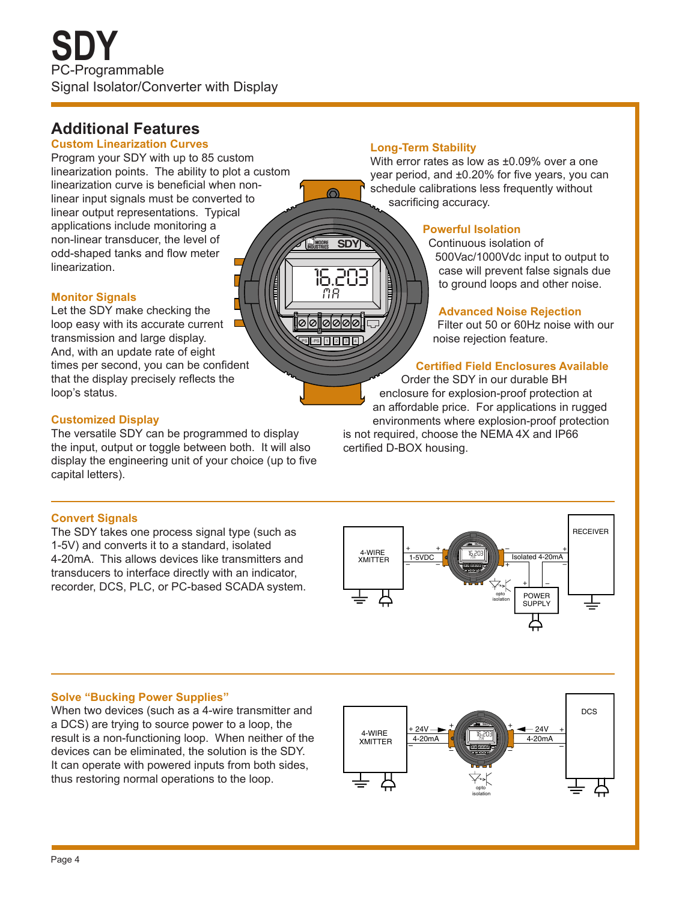# SDY

PC-Programmable
Signal Isolator/Converter with Display

## Additional Features

### Custom Linearization Curves

Program your SDY with up to 85 custom linearization points. The ability to plot a custom linearization curve is beneficial when non-linear input signals must be converted to linear output representations. Typical applications include monitoring a non-linear transducer, the level of odd-shaped tanks and flow meter linearization.

### Monitor Signals

Let the SDY make checking the loop easy with its accurate current transmission and large display. And, with an update rate of eight times per second, you can be confident that the display precisely reflects the loop's status.

### Customized Display

The versatile SDY can be programmed to display the input, output or toggle between both. It will also display the engineering unit of your choice (up to five capital letters).

### Long-Term Stability

With error rates as low as ±0.09% over a one year period, and ±0.20% for five years, you can schedule calibrations less frequently without sacrificing accuracy.

### Powerful Isolation

Continuous isolation of 500Vac/1000Vdc input to output to case will prevent false signals due to ground loops and other noise.

### Advanced Noise Rejection

Filter out 50 or 60Hz noise with our noise rejection feature.

### Certified Field Enclosures Available

Order the SDY in our durable BH enclosure for explosion-proof protection at an affordable price. For applications in rugged environments where explosion-proof protection is not required, choose the NEMA 4X and IP66 certified D-BOX housing.

### Convert Signals

The SDY takes one process signal type (such as 1-5V) and converts it to a standard, isolated 4-20mA. This allows devices like transmitters and transducers to interface directly with an indicator, recorder, DCS, PLC, or PC-based SCADA system.

4-WIRE XMITTER
1-5VDC
Isolated 4-20mA
RECEIVER
POWER SUPPLY
opto isolation

### Solve "Bucking Power Supplies"

When two devices (such as a 4-wire transmitter and a DCS) are trying to source power to a loop, the result is a non-functioning loop. When neither of the devices can be eliminated, the solution is the SDY. It can operate with powered inputs from both sides, thus restoring normal operations to the loop.

4-WIRE XMITTER
24V
4-20mA
24V
4-20mA
DCS
opto isolation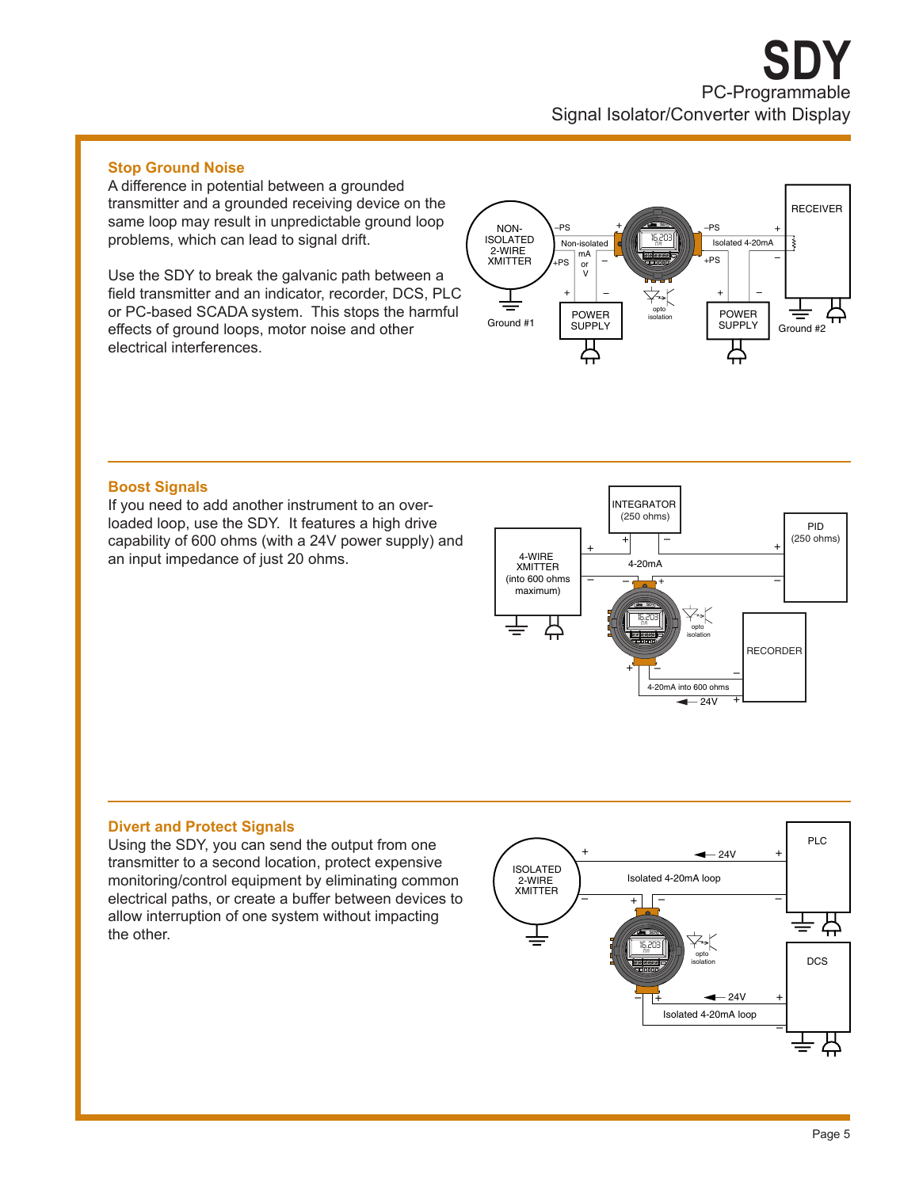## Stop Ground Noise

A difference in potential between a grounded transmitter and a grounded receiving device on the same loop may result in unpredictable ground loop problems, which can lead to signal drift.

Use the SDY to break the galvanic path between a field transmitter and an indicator, recorder, DCS, PLC or PC-based SCADA system. This stops the harmful effects of ground loops, motor noise and other electrical interferences.

NON-ISOLATED 2-WIRE XMITTER
–PS
+PS
Non-isolated mA or V
Ground #1
POWER SUPPLY
opto isolation
Isolated 4-20mA
POWER SUPPLY
RECEIVER
Ground #2

## Boost Signals

If you need to add another instrument to an over-loaded loop, use the SDY. It features a high drive capability of 600 ohms (with a 24V power supply) and an input impedance of just 20 ohms.

4-WIRE XMITTER (into 600 ohms maximum)
INTEGRATOR (250 ohms)
4-20mA
PID (250 ohms)
opto isolation
RECORDER
4-20mA into 600 ohms
24V

## Divert and Protect Signals

Using the SDY, you can send the output from one transmitter to a second location, protect expensive monitoring/control equipment by eliminating common electrical paths, or create a buffer between devices to allow interruption of one system without impacting the other.

ISOLATED 2-WIRE XMITTER
24V
Isolated 4-20mA loop
PLC
opto isolation
24V
Isolated 4-20mA loop
DCS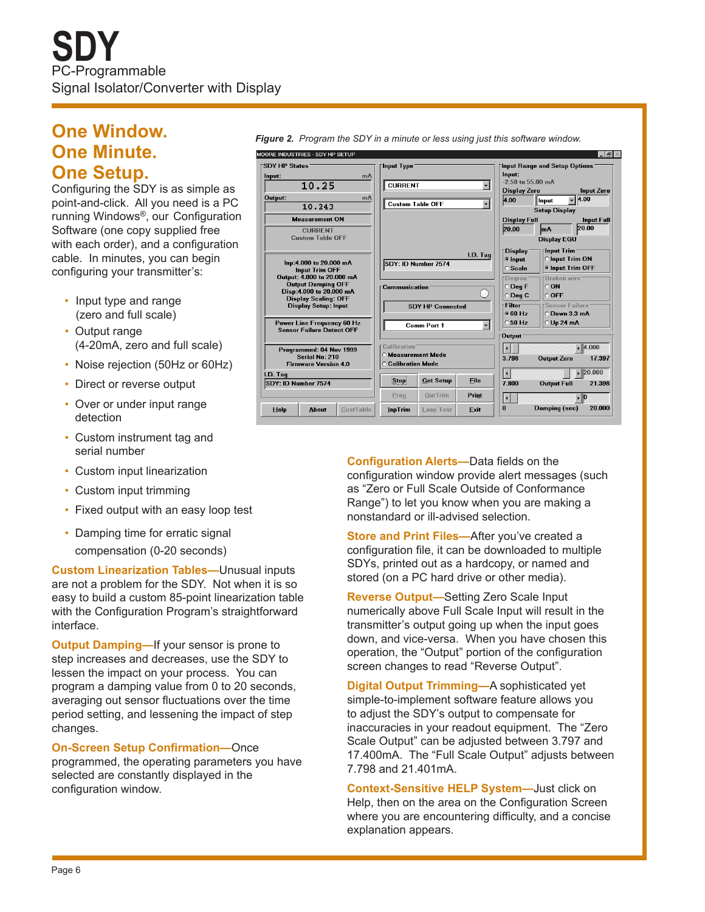# SDY

PC-Programmable
Signal Isolator/Converter with Display

## One Window. One Minute. One Setup.

Configuring the SDY is as simple as point-and-click. All you need is a PC running Windows®, our Configuration Software (one copy supplied free with each order), and a configuration cable. In minutes, you can begin configuring your transmitter's:

- Input type and range (zero and full scale)
- Output range (4-20mA, zero and full scale)
- Noise rejection (50Hz or 60Hz)
- Direct or reverse output
- Over or under input range detection
- Custom instrument tag and serial number
- Custom input linearization
- Custom input trimming
- Fixed output with an easy loop test
- Damping time for erratic signal compensation (0-20 seconds)

**Custom Linearization Tables—**Unusual inputs are not a problem for the SDY. Not when it is so easy to build a custom 85-point linearization table with the Configuration Program's straightforward interface.

**Output Damping—**If your sensor is prone to step increases and decreases, use the SDY to lessen the impact on your process. You can program a damping value from 0 to 20 seconds, averaging out sensor fluctuations over the time period setting, and lessening the impact of step changes.

**On-Screen Setup Confirmation—**Once programmed, the operating parameters you have selected are constantly displayed in the configuration window.

*Figure 2. Program the SDY in a minute or less using just this software window.*

**Configuration Alerts—**Data fields on the configuration window provide alert messages (such as "Zero or Full Scale Outside of Conformance Range") to let you know when you are making a nonstandard or ill-advised selection.

**Store and Print Files—**After you've created a configuration file, it can be downloaded to multiple SDYs, printed out as a hardcopy, or named and stored (on a PC hard drive or other media).

**Reverse Output—**Setting Zero Scale Input numerically above Full Scale Input will result in the transmitter's output going up when the input goes down, and vice-versa. When you have chosen this operation, the "Output" portion of the configuration screen changes to read "Reverse Output".

**Digital Output Trimming—**A sophisticated yet simple-to-implement software feature allows you to adjust the SDY's output to compensate for inaccuracies in your readout equipment. The "Zero Scale Output" can be adjusted between 3.797 and 17.400mA. The "Full Scale Output" adjusts between 7.798 and 21.401mA.

**Context-Sensitive HELP System—**Just click on Help, then on the area on the Configuration Screen where you are encountering difficulty, and a concise explanation appears.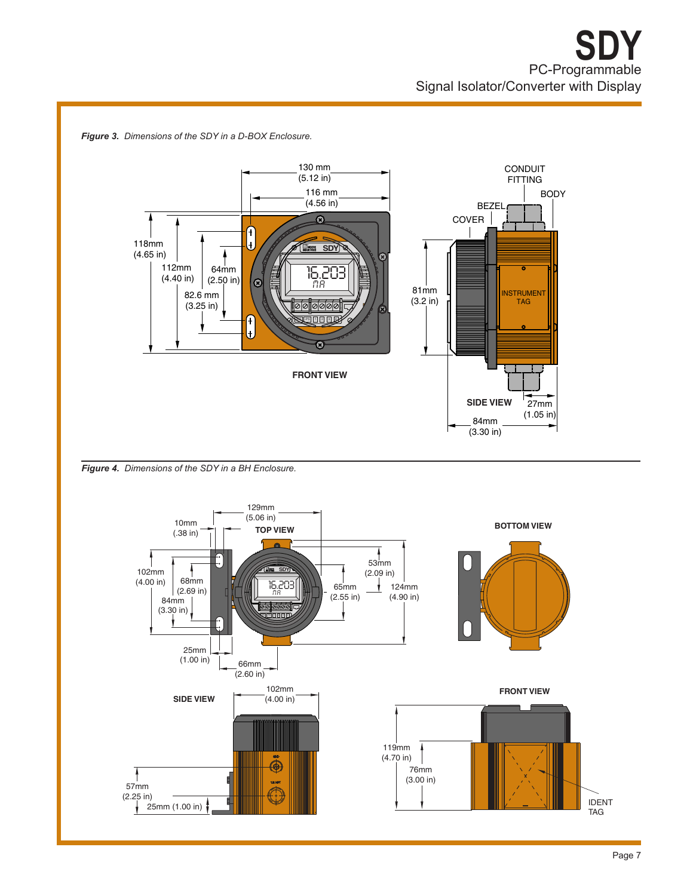*Figure 3. Dimensions of the SDY in a D-BOX Enclosure.*

130 mm
(5.12 in)
116 mm
(4.56 in)
118mm
(4.65 in)
112mm
(4.40 in)
64mm
(2.50 in)
82.6 mm
(3.25 in)

**FRONT VIEW**

CONDUIT FITTING
BODY
BEZEL
COVER
81mm
(3.2 in)
INSTRUMENT TAG

**SIDE VIEW**

27mm
(1.05 in)
84mm
(3.30 in)

*Figure 4. Dimensions of the SDY in a BH Enclosure.*

129mm
(5.06 in)
10mm
(.38 in)

**TOP VIEW**

102mm
(4.00 in)
68mm
(2.69 in)
84mm
(3.30 in)
53mm
(2.09 in)
65mm
(2.55 in)
124mm
(4.90 in)
25mm
(1.00 in)
66mm
(2.60 in)

**BOTTOM VIEW**

**SIDE VIEW**

102mm
(4.00 in)
57mm
(2.25 in)
25mm (1.00 in)

**FRONT VIEW**

119mm
(4.70 in)
76mm
(3.00 in)
IDENT TAG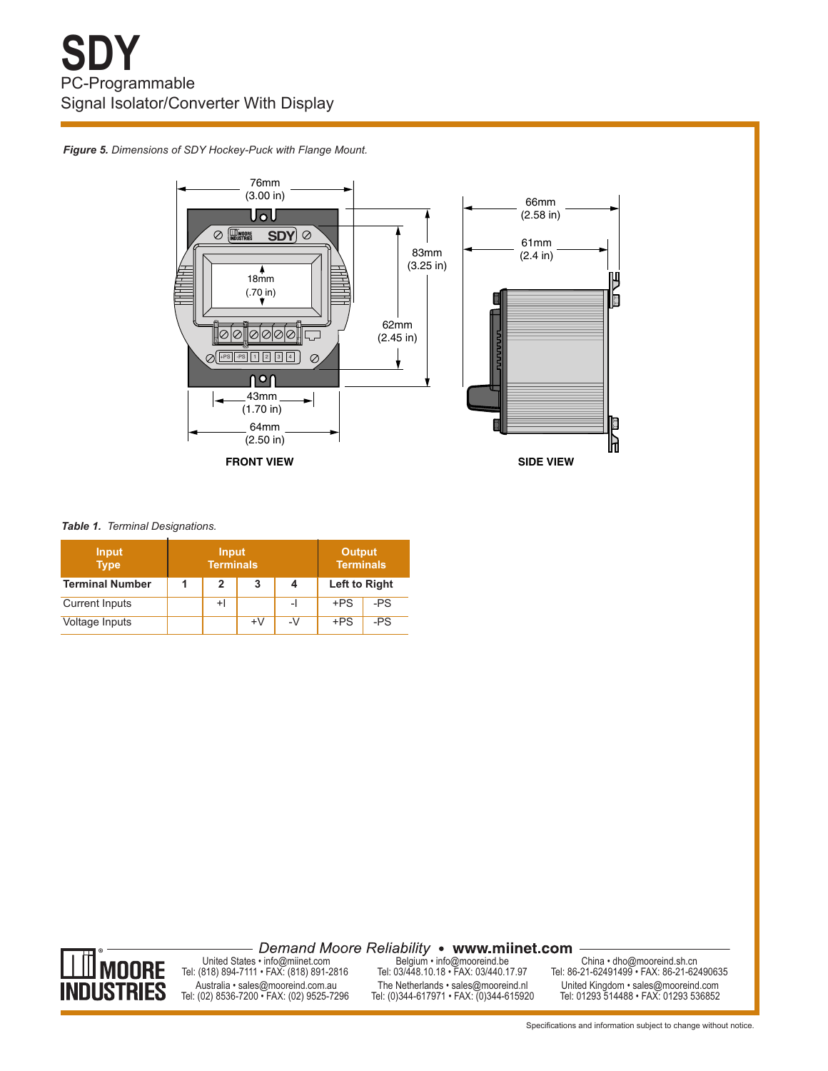# SDY

PC-Programmable
Signal Isolator/Converter With Display

***Figure 5.*** *Dimensions of SDY Hockey-Puck with Flange Mount.*

76mm
(3.00 in)

83mm
(3.25 in)

18mm
(.70 in)

62mm
(2.45 in)

43mm
(1.70 in)

64mm
(2.50 in)

FRONT VIEW

66mm
(2.58 in)

61mm
(2.4 in)

SIDE VIEW

***Table 1.*** *Terminal Designations.*

| Input Type | Input Terminals | | | | Output Terminals | |
|---|---|---|---|---|---|---|
| **Terminal Number** | **1** | **2** | **3** | **4** | **Left to Right** | |
| Current Inputs | | +I | | -I | +PS | -PS |
| Voltage Inputs | | | +V | -V | +PS | -PS |

*Demand Moore Reliability* • **www.miinet.com**

United States • info@miinet.com
Tel: (818) 894-7111 • FAX: (818) 891-2816

Australia • sales@mooreind.com.au
Tel: (02) 8536-7200 • FAX: (02) 9525-7296

Belgium • info@mooreind.be
Tel: 03/448.10.18 • FAX: 03/440.17.97

The Netherlands • sales@mooreind.nl
Tel: (0)344-617971 • FAX: (0)344-615920

China • dho@mooreind.sh.cn
Tel: 86-21-62491499 • FAX: 86-21-62490635

United Kingdom • sales@mooreind.com
Tel: 01293 514488 • FAX: 01293 536852

Specifications and information subject to change without notice.